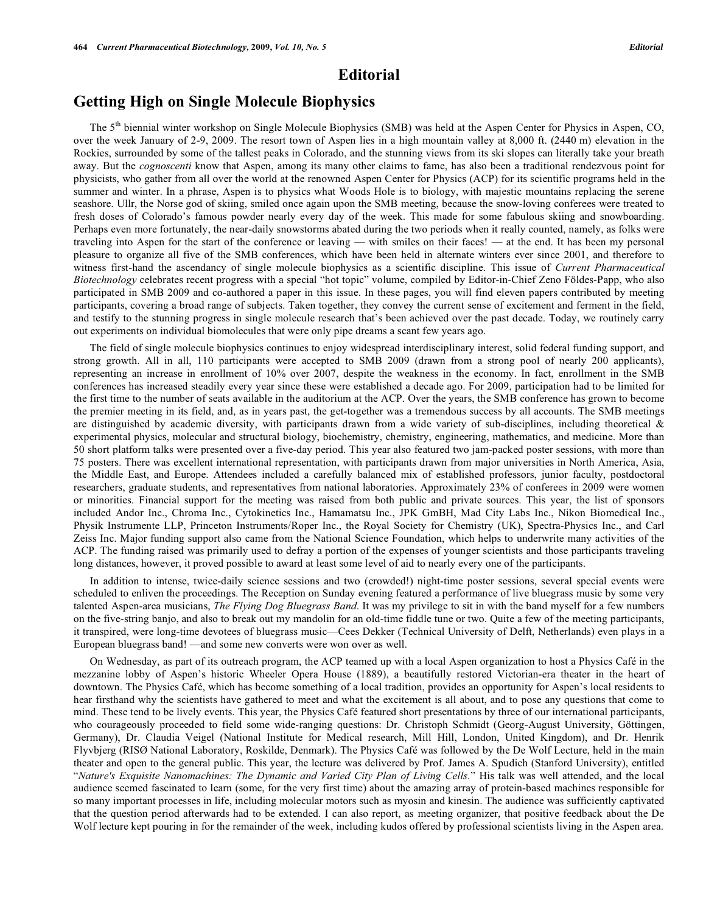# Editorial

## Getting High on Single Molecule Biophysics

The 5th biennial winter workshop on Single Molecule Biophysics (SMB) was held at the Aspen Center for Physics in Aspen, CO, over the week January of 2-9, 2009. The resort town of Aspen lies in a high mountain valley at 8,000 ft. (2440 m) elevation in the Rockies, surrounded by some of the tallest peaks in Colorado, and the stunning views from its ski slopes can literally take your breath away. But the *cognoscenti* know that Aspen, among its many other claims to fame, has also been a traditional rendezvous point for physicists, who gather from all over the world at the renowned Aspen Center for Physics (ACP) for its scientific programs held in the summer and winter. In a phrase, Aspen is to physics what Woods Hole is to biology, with majestic mountains replacing the serene seashore. Ullr, the Norse god of skiing, smiled once again upon the SMB meeting, because the snow-loving conferees were treated to fresh doses of Colorado's famous powder nearly every day of the week. This made for some fabulous skiing and snowboarding. Perhaps even more fortunately, the near-daily snowstorms abated during the two periods when it really counted, namely, as folks were traveling into Aspen for the start of the conference or leaving — with smiles on their faces! — at the end. It has been my personal pleasure to organize all five of the SMB conferences, which have been held in alternate winters ever since 2001, and therefore to witness first-hand the ascendancy of single molecule biophysics as a scientific discipline. This issue of *Current Pharmaceutical Biotechnology* celebrates recent progress with a special "hot topic" volume, compiled by Editor-in-Chief Zeno Földes-Papp, who also participated in SMB 2009 and co-authored a paper in this issue. In these pages, you will find eleven papers contributed by meeting participants, covering a broad range of subjects. Taken together, they convey the current sense of excitement and ferment in the field, and testify to the stunning progress in single molecule research that's been achieved over the past decade. Today, we routinely carry out experiments on individual biomolecules that were only pipe dreams a scant few years ago.

The field of single molecule biophysics continues to enjoy widespread interdisciplinary interest, solid federal funding support, and strong growth. All in all, 110 participants were accepted to SMB 2009 (drawn from a strong pool of nearly 200 applicants), representing an increase in enrollment of 10% over 2007, despite the weakness in the economy. In fact, enrollment in the SMB conferences has increased steadily every year since these were established a decade ago. For 2009, participation had to be limited for the first time to the number of seats available in the auditorium at the ACP. Over the years, the SMB conference has grown to become the premier meeting in its field, and, as in years past, the get-together was a tremendous success by all accounts. The SMB meetings are distinguished by academic diversity, with participants drawn from a wide variety of sub-disciplines, including theoretical & experimental physics, molecular and structural biology, biochemistry, chemistry, engineering, mathematics, and medicine. More than 50 short platform talks were presented over a five-day period. This year also featured two jam-packed poster sessions, with more than 75 posters. There was excellent international representation, with participants drawn from major universities in North America, Asia, the Middle East, and Europe. Attendees included a carefully balanced mix of established professors, junior faculty, postdoctoral researchers, graduate students, and representatives from national laboratories. Approximately 23% of conferees in 2009 were women or minorities. Financial support for the meeting was raised from both public and private sources. This year, the list of sponsors included Andor Inc., Chroma Inc., Cytokinetics Inc., Hamamatsu Inc., JPK GmBH, Mad City Labs Inc., Nikon Biomedical Inc., Physik Instrumente LLP, Princeton Instruments/Roper Inc., the Royal Society for Chemistry (UK), Spectra-Physics Inc., and Carl Zeiss Inc. Major funding support also came from the National Science Foundation, which helps to underwrite many activities of the ACP. The funding raised was primarily used to defray a portion of the expenses of younger scientists and those participants traveling long distances, however, it proved possible to award at least some level of aid to nearly every one of the participants.

In addition to intense, twice-daily science sessions and two (crowded!) night-time poster sessions, several special events were scheduled to enliven the proceedings. The Reception on Sunday evening featured a performance of live bluegrass music by some very talented Aspen-area musicians, *The Flying Dog Bluegrass Band*. It was my privilege to sit in with the band myself for a few numbers on the five-string banjo, and also to break out my mandolin for an old-time fiddle tune or two. Quite a few of the meeting participants, it transpired, were long-time devotees of bluegrass music—Cees Dekker (Technical University of Delft, Netherlands) even plays in a European bluegrass band! —and some new converts were won over as well.

On Wednesday, as part of its outreach program, the ACP teamed up with a local Aspen organization to host a Physics Café in the mezzanine lobby of Aspen's historic Wheeler Opera House (1889), a beautifully restored Victorian-era theater in the heart of downtown. The Physics Café, which has become something of a local tradition, provides an opportunity for Aspen's local residents to hear firsthand why the scientists have gathered to meet and what the excitement is all about, and to pose any questions that come to mind. These tend to be lively events. This year, the Physics Café featured short presentations by three of our international participants, who courageously proceeded to field some wide-ranging questions: Dr. Christoph Schmidt (Georg-August University, Göttingen, Germany), Dr. Claudia Veigel (National Institute for Medical research, Mill Hill, London, United Kingdom), and Dr. Henrik Flyvbjerg (RISØ National Laboratory, Roskilde, Denmark). The Physics Café was followed by the De Wolf Lecture, held in the main theater and open to the general public. This year, the lecture was delivered by Prof. James A. Spudich (Stanford University), entitled "*Nature's Exquisite Nanomachines: The Dynamic and Varied City Plan of Living Cells.*" His talk was well attended, and the local audience seemed fascinated to learn (some, for the very first time) about the amazing array of protein-based machines responsible for so many important processes in life, including molecular motors such as myosin and kinesin. The audience was sufficiently captivated that the question period afterwards had to be extended. I can also report, as meeting organizer, that positive feedback about the De Wolf lecture kept pouring in for the remainder of the week, including kudos offered by professional scientists living in the Aspen area.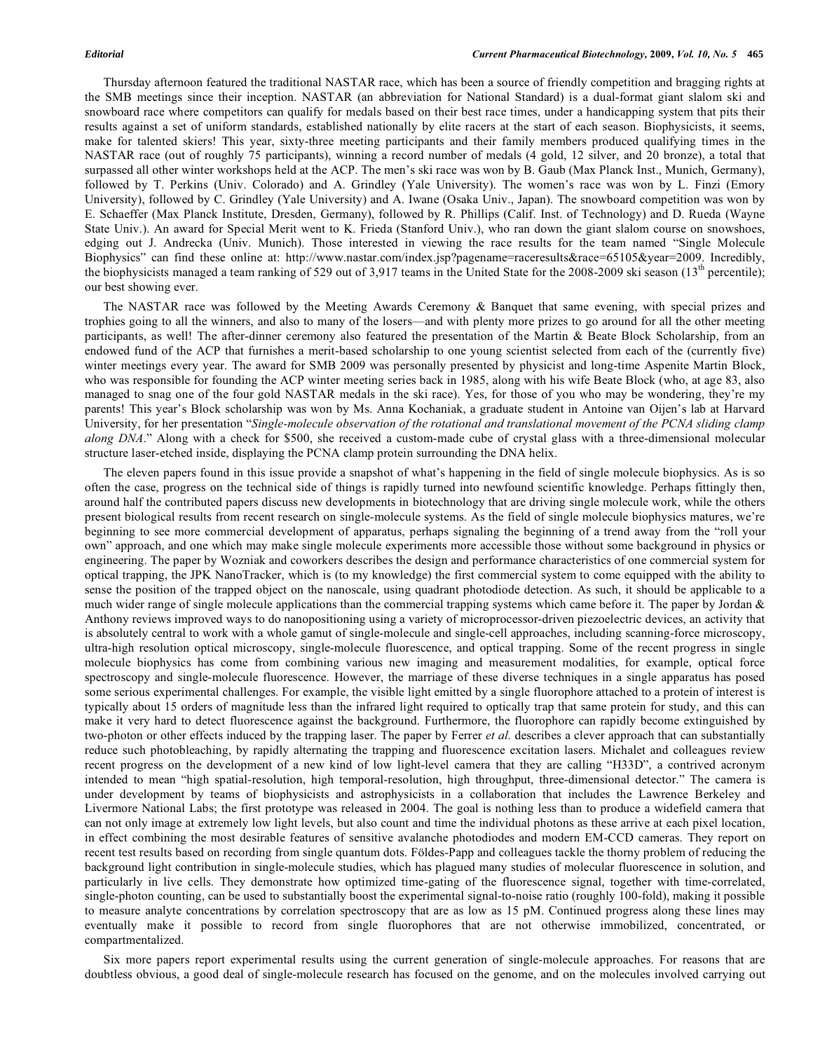Thursday afternoon featured the traditional NASTAR race, which has been a source of friendly competition and bragging rights at the SMB meetings since their inception. NASTAR (an abbreviation for National Standard) is a dual-format giant slalom ski and snowboard race where competitors can qualify for medals based on their best race times, under a handicapping system that pits their results against a set of uniform standards, established nationally by elite racers at the start of each season. Biophysicists, it seems, make for talented skiers! This year, sixty-three meeting participants and their family members produced qualifying times in the NASTAR race (out of roughly 75 participants), winning a record number of medals (4 gold, 12 silver, and 20 bronze), a total that surpassed all other winter workshops held at the ACP. The men's ski race was won by B. Gaub (Max Planck Inst., Munich, Germany), followed by T. Perkins (Univ. Colorado) and A. Grindley (Yale University). The women's race was won by L. Finzi (Emory University), followed by C. Grindley (Yale University) and A. Iwane (Osaka Univ., Japan). The snowboard competition was won by E. Schaeffer (Max Planck Institute, Dresden, Germany), followed by R. Phillips (Calif. Inst. of Technology) and D. Rueda (Wayne State Univ.). An award for Special Merit went to K. Frieda (Stanford Univ.), who ran down the giant slalom course on snowshoes, edging out J. Andrecka (Univ. Munich). Those interested in viewing the race results for the team named "Single Molecule Biophysics" can find these online at: http://www.nastar.com/index.jsp?pagename=raceresults&race=65105&year=2009. Incredibly, the biophysicists managed a team ranking of 529 out of 3,917 teams in the United State for the 2008-2009 ski season (13th percentile); our best showing ever.

The NASTAR race was followed by the Meeting Awards Ceremony & Banquet that same evening, with special prizes and trophies going to all the winners, and also to many of the losers—and with plenty more prizes to go around for all the other meeting participants, as well! The after-dinner ceremony also featured the presentation of the Martin & Beate Block Scholarship, from an endowed fund of the ACP that furnishes a merit-based scholarship to one young scientist selected from each of the (currently five) winter meetings every year. The award for SMB 2009 was personally presented by physicist and long-time Aspenite Martin Block, who was responsible for founding the ACP winter meeting series back in 1985, along with his wife Beate Block (who, at age 83, also managed to snag one of the four gold NASTAR medals in the ski race). Yes, for those of you who may be wondering, they're my parents! This year's Block scholarship was won by Ms. Anna Kochaniak, a graduate student in Antoine van Oijen's lab at Harvard University, for her presentation "*Single-molecule observation of the rotational and translational movement of the PCNA sliding clamp along DNA*." Along with a check for $500, she received a custom-made cube of crystal glass with a three-dimensional molecular structure laser-etched inside, displaying the PCNA clamp protein surrounding the DNA helix.

The eleven papers found in this issue provide a snapshot of what's happening in the field of single molecule biophysics. As is so often the case, progress on the technical side of things is rapidly turned into newfound scientific knowledge. Perhaps fittingly then, around half the contributed papers discuss new developments in biotechnology that are driving single molecule work, while the others present biological results from recent research on single-molecule systems. As the field of single molecule biophysics matures, we're beginning to see more commercial development of apparatus, perhaps signaling the beginning of a trend away from the "roll your own" approach, and one which may make single molecule experiments more accessible those without some background in physics or engineering. The paper by Wozniak and coworkers describes the design and performance characteristics of one commercial system for optical trapping, the JPK NanoTracker, which is (to my knowledge) the first commercial system to come equipped with the ability to sense the position of the trapped object on the nanoscale, using quadrant photodiode detection. As such, it should be applicable to a much wider range of single molecule applications than the commercial trapping systems which came before it. The paper by Jordan & Anthony reviews improved ways to do nanopositioning using a variety of microprocessor-driven piezoelectric devices, an activity that is absolutely central to work with a whole gamut of single-molecule and single-cell approaches, including scanning-force microscopy, ultra-high resolution optical microscopy, single-molecule fluorescence, and optical trapping. Some of the recent progress in single molecule biophysics has come from combining various new imaging and measurement modalities, for example, optical force spectroscopy and single-molecule fluorescence. However, the marriage of these diverse techniques in a single apparatus has posed some serious experimental challenges. For example, the visible light emitted by a single fluorophore attached to a protein of interest is typically about 15 orders of magnitude less than the infrared light required to optically trap that same protein for study, and this can make it very hard to detect fluorescence against the background. Furthermore, the fluorophore can rapidly become extinguished by two-photon or other effects induced by the trapping laser. The paper by Ferrer *et al.* describes a clever approach that can substantially reduce such photobleaching, by rapidly alternating the trapping and fluorescence excitation lasers. Michalet and colleagues review recent progress on the development of a new kind of low light-level camera that they are calling "H33D", a contrived acronym intended to mean "high spatial-resolution, high temporal-resolution, high throughput, three-dimensional detector." The camera is under development by teams of biophysicists and astrophysicists in a collaboration that includes the Lawrence Berkeley and Livermore National Labs; the first prototype was released in 2004. The goal is nothing less than to produce a widefield camera that can not only image at extremely low light levels, but also count and time the individual photons as these arrive at each pixel location, in effect combining the most desirable features of sensitive avalanche photodiodes and modern EM-CCD cameras. They report on recent test results based on recording from single quantum dots. Földes-Papp and colleagues tackle the thorny problem of reducing the background light contribution in single-molecule studies, which has plagued many studies of molecular fluorescence in solution, and particularly in live cells. They demonstrate how optimized time-gating of the fluorescence signal, together with time-correlated, single-photon counting, can be used to substantially boost the experimental signal-to-noise ratio (roughly 100-fold), making it possible to measure analyte concentrations by correlation spectroscopy that are as low as 15 pM. Continued progress along these lines may eventually make it possible to record from single fluorophores that are not otherwise immobilized, concentrated, or compartmentalized.

Six more papers report experimental results using the current generation of single-molecule approaches. For reasons that are doubtless obvious, a good deal of single-molecule research has focused on the genome, and on the molecules involved carrying out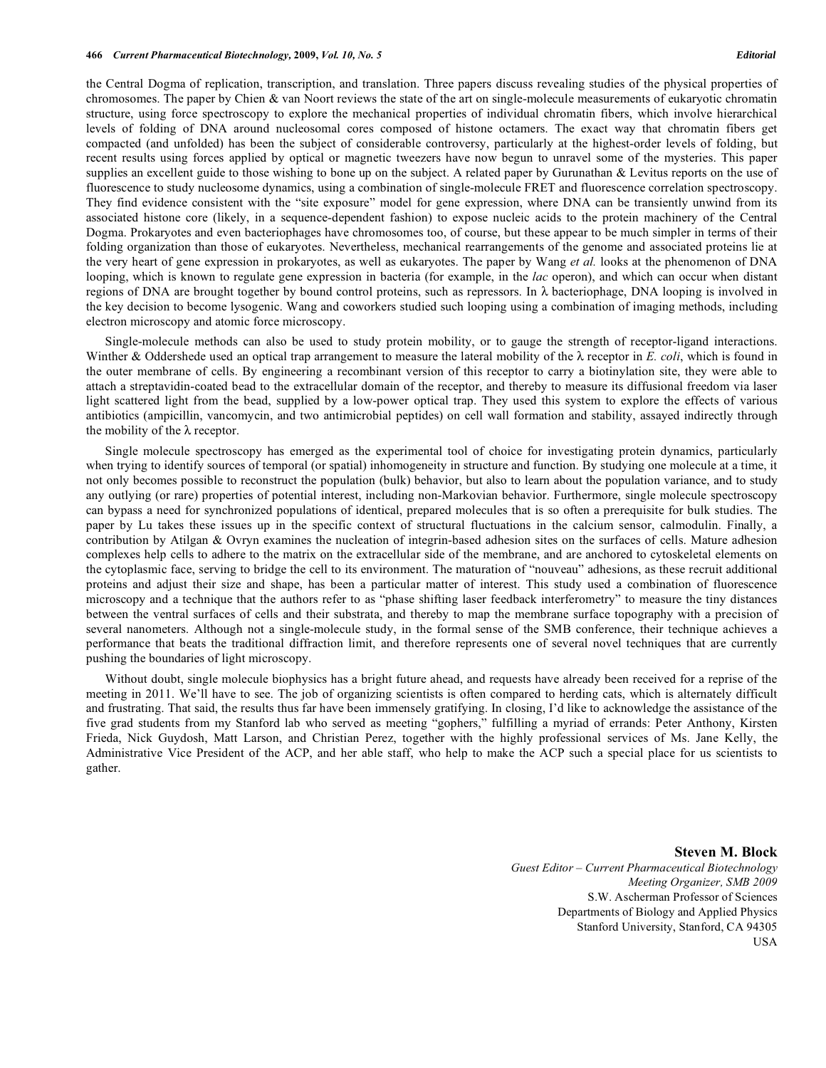the Central Dogma of replication, transcription, and translation. Three papers discuss revealing studies of the physical properties of chromosomes. The paper by Chien & van Noort reviews the state of the art on single-molecule measurements of eukaryotic chromatin structure, using force spectroscopy to explore the mechanical properties of individual chromatin fibers, which involve hierarchical levels of folding of DNA around nucleosomal cores composed of histone octamers. The exact way that chromatin fibers get compacted (and unfolded) has been the subject of considerable controversy, particularly at the highest-order levels of folding, but recent results using forces applied by optical or magnetic tweezers have now begun to unravel some of the mysteries. This paper supplies an excellent guide to those wishing to bone up on the subject. A related paper by Gurunathan & Levitus reports on the use of fluorescence to study nucleosome dynamics, using a combination of single-molecule FRET and fluorescence correlation spectroscopy. They find evidence consistent with the "site exposure" model for gene expression, where DNA can be transiently unwind from its associated histone core (likely, in a sequence-dependent fashion) to expose nucleic acids to the protein machinery of the Central Dogma. Prokaryotes and even bacteriophages have chromosomes too, of course, but these appear to be much simpler in terms of their folding organization than those of eukaryotes. Nevertheless, mechanical rearrangements of the genome and associated proteins lie at the very heart of gene expression in prokaryotes, as well as eukaryotes. The paper by Wang *et al.* looks at the phenomenon of DNA looping, which is known to regulate gene expression in bacteria (for example, in the *lac* operon), and which can occur when distant regions of DNA are brought together by bound control proteins, such as repressors. In λ bacteriophage, DNA looping is involved in the key decision to become lysogenic. Wang and coworkers studied such looping using a combination of imaging methods, including electron microscopy and atomic force microscopy.

Single-molecule methods can also be used to study protein mobility, or to gauge the strength of receptor-ligand interactions. Winther & Oddershede used an optical trap arrangement to measure the lateral mobility of the λ receptor in *E. coli*, which is found in the outer membrane of cells. By engineering a recombinant version of this receptor to carry a biotinylation site, they were able to attach a streptavidin-coated bead to the extracellular domain of the receptor, and thereby to measure its diffusional freedom via laser light scattered light from the bead, supplied by a low-power optical trap. They used this system to explore the effects of various antibiotics (ampicillin, vancomycin, and two antimicrobial peptides) on cell wall formation and stability, assayed indirectly through the mobility of the λ receptor.

Single molecule spectroscopy has emerged as the experimental tool of choice for investigating protein dynamics, particularly when trying to identify sources of temporal (or spatial) inhomogeneity in structure and function. By studying one molecule at a time, it not only becomes possible to reconstruct the population (bulk) behavior, but also to learn about the population variance, and to study any outlying (or rare) properties of potential interest, including non-Markovian behavior. Furthermore, single molecule spectroscopy can bypass a need for synchronized populations of identical, prepared molecules that is so often a prerequisite for bulk studies. The paper by Lu takes these issues up in the specific context of structural fluctuations in the calcium sensor, calmodulin. Finally, a contribution by Atilgan & Ovryn examines the nucleation of integrin-based adhesion sites on the surfaces of cells. Mature adhesion complexes help cells to adhere to the matrix on the extracellular side of the membrane, and are anchored to cytoskeletal elements on the cytoplasmic face, serving to bridge the cell to its environment. The maturation of "nouveau" adhesions, as these recruit additional proteins and adjust their size and shape, has been a particular matter of interest. This study used a combination of fluorescence microscopy and a technique that the authors refer to as "phase shifting laser feedback interferometry" to measure the tiny distances between the ventral surfaces of cells and their substrata, and thereby to map the membrane surface topography with a precision of several nanometers. Although not a single-molecule study, in the formal sense of the SMB conference, their technique achieves a performance that beats the traditional diffraction limit, and therefore represents one of several novel techniques that are currently pushing the boundaries of light microscopy.

Without doubt, single molecule biophysics has a bright future ahead, and requests have already been received for a reprise of the meeting in 2011. We'll have to see. The job of organizing scientists is often compared to herding cats, which is alternately difficult and frustrating. That said, the results thus far have been immensely gratifying. In closing, I'd like to acknowledge the assistance of the five grad students from my Stanford lab who served as meeting "gophers," fulfilling a myriad of errands: Peter Anthony, Kirsten Frieda, Nick Guydosh, Matt Larson, and Christian Perez, together with the highly professional services of Ms. Jane Kelly, the Administrative Vice President of the ACP, and her able staff, who help to make the ACP such a special place for us scientists to gather.

**Steven M. Block**
*Guest Editor – Current Pharmaceutical Biotechnology*
*Meeting Organizer, SMB 2009*
S.W. Ascherman Professor of Sciences
Departments of Biology and Applied Physics
Stanford University, Stanford, CA 94305
USA